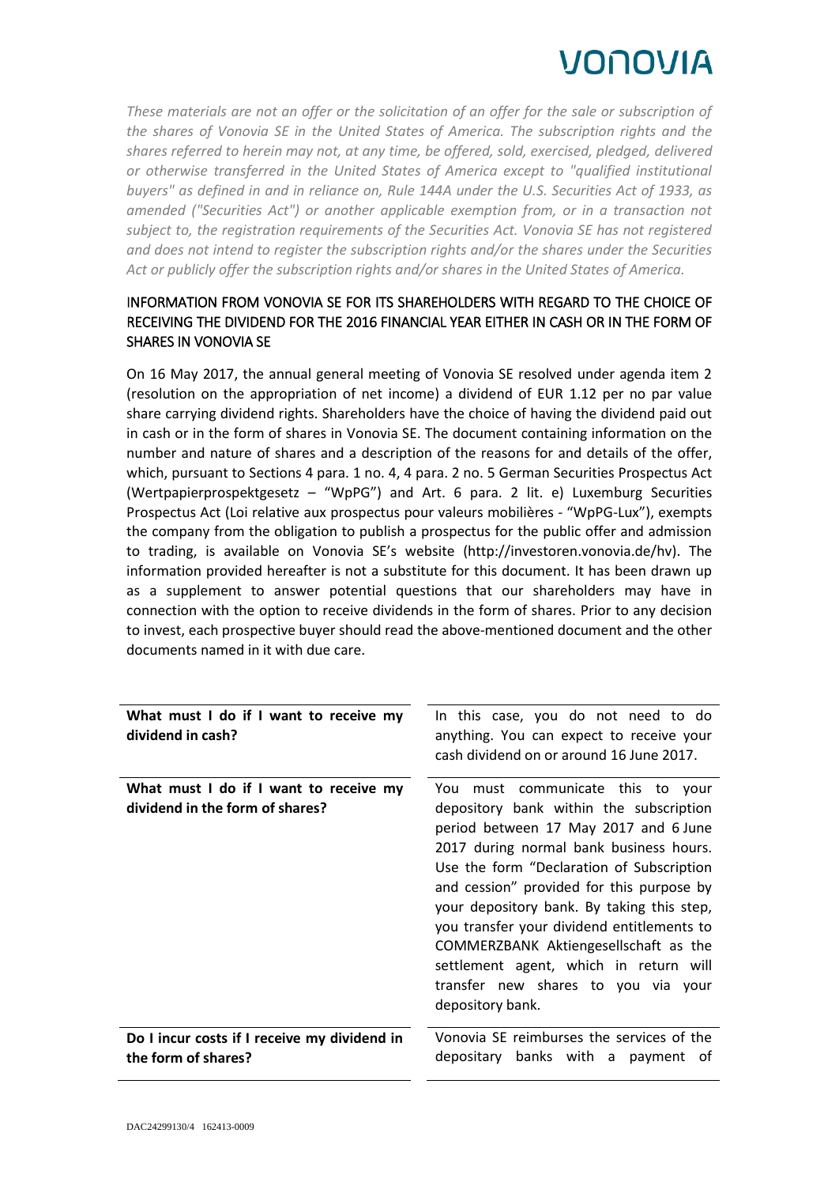*These materials are not an offer or the solicitation of an offer for the sale or subscription of the shares of Vonovia SE in the United States of America. The subscription rights and the shares referred to herein may not, at any time, be offered, sold, exercised, pledged, delivered or otherwise transferred in the United States of America except to "qualified institutional buyers" as defined in and in reliance on, Rule 144A under the U.S. Securities Act of 1933, as amended ("Securities Act") or another applicable exemption from, or in a transaction not subject to, the registration requirements of the Securities Act. Vonovia SE has not registered and does not intend to register the subscription rights and/or the shares under the Securities Act or publicly offer the subscription rights and/or shares in the United States of America.*

## INFORMATION FROM VONOVIA SE FOR ITS SHAREHOLDERS WITH REGARD TO THE CHOICE OF RECEIVING THE DIVIDEND FOR THE 2016 FINANCIAL YEAR EITHER IN CASH OR IN THE FORM OF SHARES IN VONOVIA SE

On 16 May 2017, the annual general meeting of Vonovia SE resolved under agenda item 2 (resolution on the appropriation of net income) a dividend of EUR 1.12 per no par value share carrying dividend rights. Shareholders have the choice of having the dividend paid out in cash or in the form of shares in Vonovia SE. The document containing information on the number and nature of shares and a description of the reasons for and details of the offer, which, pursuant to Sections 4 para. 1 no. 4, 4 para. 2 no. 5 German Securities Prospectus Act (Wertpapierprospektgesetz – "WpPG") and Art. 6 para. 2 lit. e) Luxemburg Securities Prospectus Act (Loi relative aux prospectus pour valeurs mobilières - "WpPG-Lux"), exempts the company from the obligation to publish a prospectus for the public offer and admission to trading, is available on Vonovia SE's website (http://investoren.vonovia.de/hv). The information provided hereafter is not a substitute for this document. It has been drawn up as a supplement to answer potential questions that our shareholders may have in connection with the option to receive dividends in the form of shares. Prior to any decision to invest, each prospective buyer should read the above-mentioned document and the other documents named in it with due care.

| | |
|---|---|
| **What must I do if I want to receive my dividend in cash?** | In this case, you do not need to do anything. You can expect to receive your cash dividend on or around 16 June 2017. |
| **What must I do if I want to receive my dividend in the form of shares?** | You must communicate this to your depository bank within the subscription period between 17 May 2017 and 6 June 2017 during normal bank business hours. Use the form "Declaration of Subscription and cession" provided for this purpose by your depository bank. By taking this step, you transfer your dividend entitlements to COMMERZBANK Aktiengesellschaft as the settlement agent, which in return will transfer new shares to you via your depository bank. |
| **Do I incur costs if I receive my dividend in the form of shares?** | Vonovia SE reimburses the services of the depositary banks with a payment of |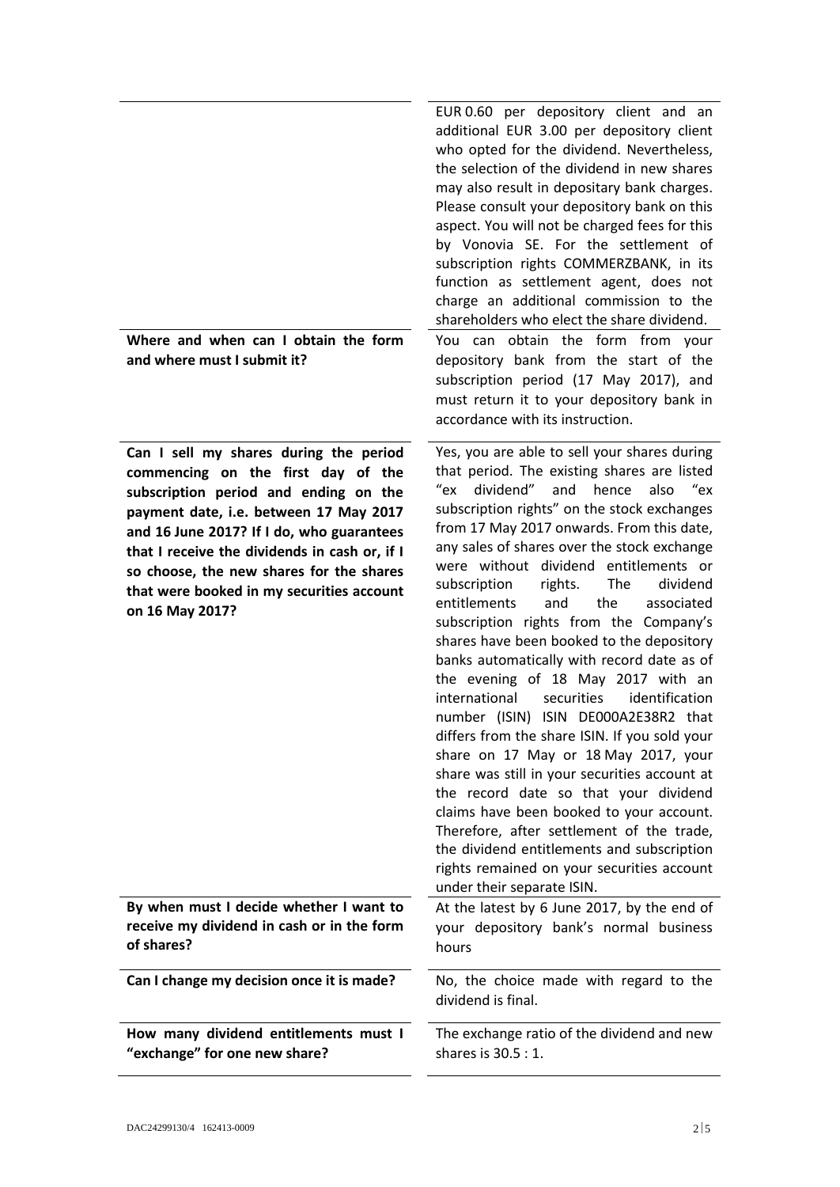| | |
|---|---|
| | EUR 0.60 per depository client and an additional EUR 3.00 per depository client who opted for the dividend. Nevertheless, the selection of the dividend in new shares may also result in depositary bank charges. Please consult your depository bank on this aspect. You will not be charged fees for this by Vonovia SE. For the settlement of subscription rights COMMERZBANK, in its function as settlement agent, does not charge an additional commission to the shareholders who elect the share dividend. |
| **Where and when can I obtain the form and where must I submit it?** | You can obtain the form from your depository bank from the start of the subscription period (17 May 2017), and must return it to your depository bank in accordance with its instruction. |
| **Can I sell my shares during the period commencing on the first day of the subscription period and ending on the payment date, i.e. between 17 May 2017 and 16 June 2017? If I do, who guarantees that I receive the dividends in cash or, if I so choose, the new shares for the shares that were booked in my securities account on 16 May 2017?** | Yes, you are able to sell your shares during that period. The existing shares are listed "ex dividend" and hence also "ex subscription rights" on the stock exchanges from 17 May 2017 onwards. From this date, any sales of shares over the stock exchange were without dividend entitlements or subscription rights. The dividend entitlements and the associated subscription rights from the Company's shares have been booked to the depository banks automatically with record date as of the evening of 18 May 2017 with an international securities identification number (ISIN) ISIN DE000A2E38R2 that differs from the share ISIN. If you sold your share on 17 May or 18 May 2017, your share was still in your securities account at the record date so that your dividend claims have been booked to your account. Therefore, after settlement of the trade, the dividend entitlements and subscription rights remained on your securities account under their separate ISIN. |
| **By when must I decide whether I want to receive my dividend in cash or in the form of shares?** | At the latest by 6 June 2017, by the end of your depository bank's normal business hours |
| **Can I change my decision once it is made?** | No, the choice made with regard to the dividend is final. |
| **How many dividend entitlements must I "exchange" for one new share?** | The exchange ratio of the dividend and new shares is 30.5 : 1. |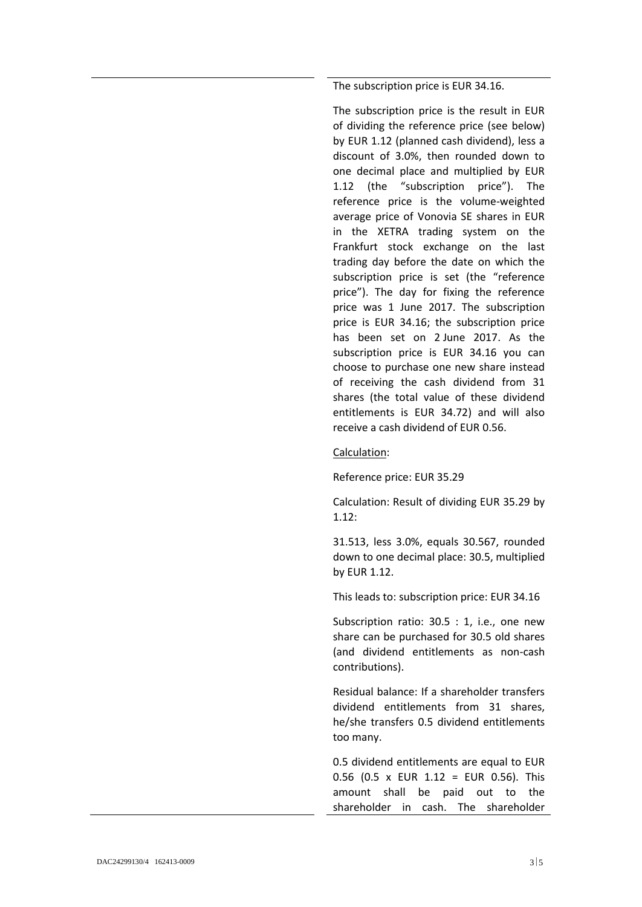The subscription price is EUR 34.16.

The subscription price is the result in EUR of dividing the reference price (see below) by EUR 1.12 (planned cash dividend), less a discount of 3.0%, then rounded down to one decimal place and multiplied by EUR 1.12 (the "subscription price"). The reference price is the volume-weighted average price of Vonovia SE shares in EUR in the XETRA trading system on the Frankfurt stock exchange on the last trading day before the date on which the subscription price is set (the "reference price"). The day for fixing the reference price was 1 June 2017. The subscription price is EUR 34.16; the subscription price has been set on 2 June 2017. As the subscription price is EUR 34.16 you can choose to purchase one new share instead of receiving the cash dividend from 31 shares (the total value of these dividend entitlements is EUR 34.72) and will also receive a cash dividend of EUR 0.56.

Calculation:

Reference price: EUR 35.29

Calculation: Result of dividing EUR 35.29 by 1.12:

31.513, less 3.0%, equals 30.567, rounded down to one decimal place: 30.5, multiplied by EUR 1.12.

This leads to: subscription price: EUR 34.16

Subscription ratio: 30.5 : 1, i.e., one new share can be purchased for 30.5 old shares (and dividend entitlements as non-cash contributions).

Residual balance: If a shareholder transfers dividend entitlements from 31 shares, he/she transfers 0.5 dividend entitlements too many.

0.5 dividend entitlements are equal to EUR 0.56 (0.5 x EUR 1.12 = EUR 0.56). This amount shall be paid out to the shareholder in cash. The shareholder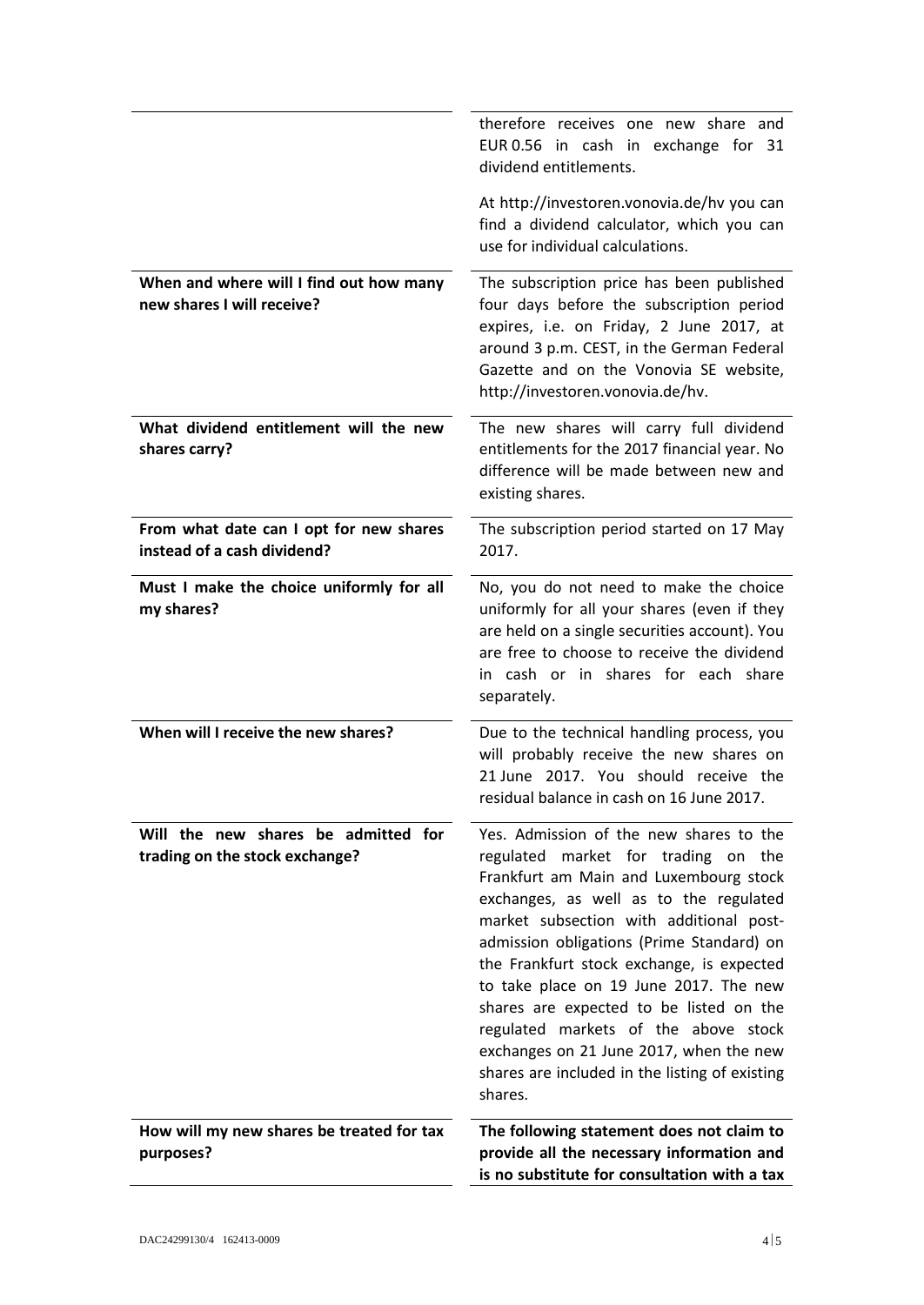| | |
|---|---|
| | therefore receives one new share and EUR 0.56 in cash in exchange for 31 dividend entitlements.<br><br>At http://investoren.vonovia.de/hv you can find a dividend calculator, which you can use for individual calculations. |
| **When and where will I find out how many new shares I will receive?** | The subscription price has been published four days before the subscription period expires, i.e. on Friday, 2 June 2017, at around 3 p.m. CEST, in the German Federal Gazette and on the Vonovia SE website, http://investoren.vonovia.de/hv. |
| **What dividend entitlement will the new shares carry?** | The new shares will carry full dividend entitlements for the 2017 financial year. No difference will be made between new and existing shares. |
| **From what date can I opt for new shares instead of a cash dividend?** | The subscription period started on 17 May 2017. |
| **Must I make the choice uniformly for all my shares?** | No, you do not need to make the choice uniformly for all your shares (even if they are held on a single securities account). You are free to choose to receive the dividend in cash or in shares for each share separately. |
| **When will I receive the new shares?** | Due to the technical handling process, you will probably receive the new shares on 21 June 2017. You should receive the residual balance in cash on 16 June 2017. |
| **Will the new shares be admitted for trading on the stock exchange?** | Yes. Admission of the new shares to the regulated market for trading on the Frankfurt am Main and Luxembourg stock exchanges, as well as to the regulated market subsection with additional post-admission obligations (Prime Standard) on the Frankfurt stock exchange, is expected to take place on 19 June 2017. The new shares are expected to be listed on the regulated markets of the above stock exchanges on 21 June 2017, when the new shares are included in the listing of existing shares. |
| **How will my new shares be treated for tax purposes?** | **The following statement does not claim to provide all the necessary information and is no substitute for consultation with a tax** |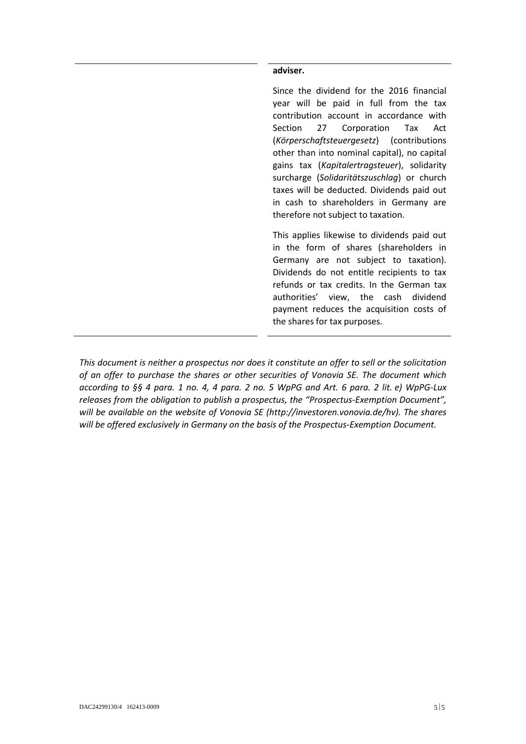| | |
|---|---|
| | **adviser.**<br><br>Since the dividend for the 2016 financial year will be paid in full from the tax contribution account in accordance with Section 27 Corporation Tax Act (*Körperschaftsteuergesetz*) (contributions other than into nominal capital), no capital gains tax (*Kapitalertragsteuer*), solidarity surcharge (*Solidaritätszuschlag*) or church taxes will be deducted. Dividends paid out in cash to shareholders in Germany are therefore not subject to taxation.<br><br>This applies likewise to dividends paid out in the form of shares (shareholders in Germany are not subject to taxation). Dividends do not entitle recipients to tax refunds or tax credits. In the German tax authorities' view, the cash dividend payment reduces the acquisition costs of the shares for tax purposes. |

*This document is neither a prospectus nor does it constitute an offer to sell or the solicitation of an offer to purchase the shares or other securities of Vonovia SE. The document which according to §§ 4 para. 1 no. 4, 4 para. 2 no. 5 WpPG and Art. 6 para. 2 lit. e) WpPG-Lux releases from the obligation to publish a prospectus, the "Prospectus-Exemption Document", will be available on the website of Vonovia SE (http://investoren.vonovia.de/hv). The shares will be offered exclusively in Germany on the basis of the Prospectus-Exemption Document.*

DAC24299130/4 162413-0009